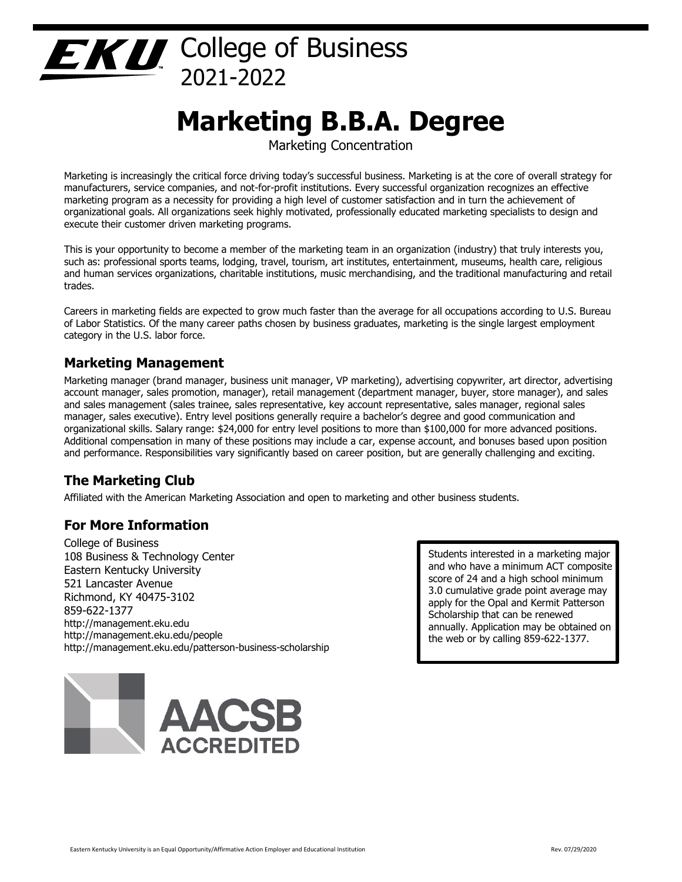# EKU College of Business 2021-2022

# Marketing B.B.A. Degree

Marketing Concentration

Marketing is increasingly the critical force driving today's successful business. Marketing is at the core of overall strategy for manufacturers, service companies, and not-for-profit institutions. Every successful organization recognizes an effective marketing program as a necessity for providing a high level of customer satisfaction and in turn the achievement of organizational goals. All organizations seek highly motivated, professionally educated marketing specialists to design and execute their customer driven marketing programs.

This is your opportunity to become a member of the marketing team in an organization (industry) that truly interests you, such as: professional sports teams, lodging, travel, tourism, art institutes, entertainment, museums, health care, religious and human services organizations, charitable institutions, music merchandising, and the traditional manufacturing and retail trades.

Careers in marketing fields are expected to grow much faster than the average for all occupations according to U.S. Bureau of Labor Statistics. Of the many career paths chosen by business graduates, marketing is the single largest employment category in the U.S. labor force.

## Marketing Management

Marketing manager (brand manager, business unit manager, VP marketing), advertising copywriter, art director, advertising account manager, sales promotion, manager), retail management (department manager, buyer, store manager), and sales and sales management (sales trainee, sales representative, key account representative, sales manager, regional sales manager, sales executive). Entry level positions generally require a bachelor's degree and good communication and organizational skills. Salary range: $24,000 for entry level positions to more than $100,000 for more advanced positions. Additional compensation in many of these positions may include a car, expense account, and bonuses based upon position and performance. Responsibilities vary significantly based on career position, but are generally challenging and exciting.

## The Marketing Club

Affiliated with the American Marketing Association and open to marketing and other business students.

## For More Information

College of Business
108 Business & Technology Center
Eastern Kentucky University
521 Lancaster Avenue
Richmond, KY 40475-3102
859-622-1377
http://management.eku.edu
http://management.eku.edu/people
http://management.eku.edu/patterson-business-scholarship

Students interested in a marketing major and who have a minimum ACT composite score of 24 and a high school minimum 3.0 cumulative grade point average may apply for the Opal and Kermit Patterson Scholarship that can be renewed annually. Application may be obtained on the web or by calling 859-622-1377.

AACSB ACCREDITED

Eastern Kentucky University is an Equal Opportunity/Affirmative Action Employer and Educational Institution

Rev. 07/29/2020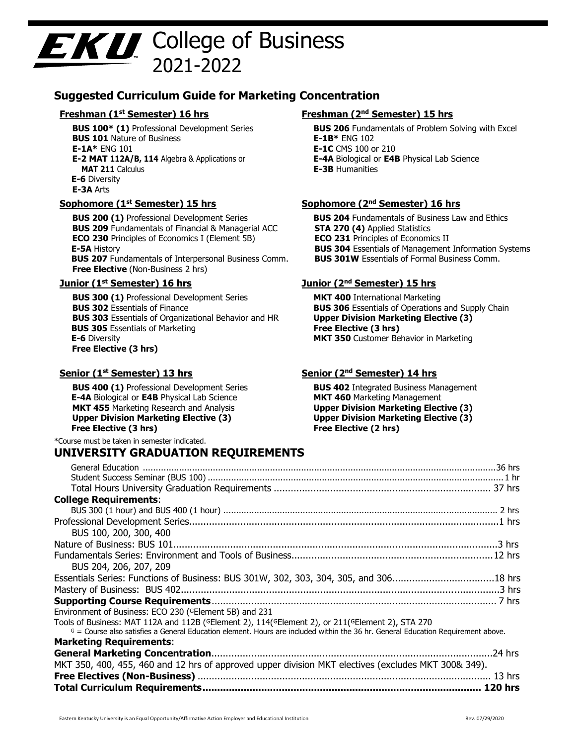# EKU College of Business 2021-2022

## Suggested Curriculum Guide for Marketing Concentration

### Freshman (1st Semester) 16 hrs

**BUS 100* (1)** Professional Development Series
**BUS 101** Nature of Business
**E-1A*** ENG 101
**E-2 MAT 112A/B, 114** Algebra & Applications or
**MAT 211** Calculus
**E-6** Diversity
**E-3A** Arts

### Freshman (2nd Semester) 15 hrs

**BUS 206** Fundamentals of Problem Solving with Excel
**E-1B*** ENG 102
**E-1C** CMS 100 or 210
**E-4A** Biological or **E4B** Physical Lab Science
**E-3B** Humanities

### Sophomore (1st Semester) 15 hrs

**BUS 200 (1)** Professional Development Series
**BUS 209** Fundamentals of Financial & Managerial ACC
**ECO 230** Principles of Economics I (Element 5B)
**E-5A** History
**BUS 207** Fundamentals of Interpersonal Business Comm.
**Free Elective** (Non-Business 2 hrs)

### Sophomore (2nd Semester) 16 hrs

**BUS 204** Fundamentals of Business Law and Ethics
**STA 270 (4)** Applied Statistics
**ECO 231** Principles of Economics II
**BUS 304** Essentials of Management Information Systems
**BUS 301W** Essentials of Formal Business Comm.

### Junior (1st Semester) 16 hrs

**BUS 300 (1)** Professional Development Series
**BUS 302** Essentials of Finance
**BUS 303** Essentials of Organizational Behavior and HR
**BUS 305** Essentials of Marketing
**E-6** Diversity
**Free Elective (3 hrs)**

### Junior (2nd Semester) 15 hrs

**MKT 400** International Marketing
**BUS 306** Essentials of Operations and Supply Chain
**Upper Division Marketing Elective (3)**
**Free Elective (3 hrs)**
**MKT 350** Customer Behavior in Marketing

### Senior (1st Semester) 13 hrs

**BUS 400 (1)** Professional Development Series
**E-4A** Biological or **E4B** Physical Lab Science
**MKT 455** Marketing Research and Analysis
**Upper Division Marketing Elective (3)**
**Free Elective (3 hrs)**

### Senior (2nd Semester) 14 hrs

**BUS 402** Integrated Business Management
**MKT 460** Marketing Management
**Upper Division Marketing Elective (3)**
**Upper Division Marketing Elective (3)**
**Free Elective (2 hrs)**

*Course must be taken in semester indicated.

## UNIVERSITY GRADUATION REQUIREMENTS

General Education ....................................................................... 36 hrs
Student Success Seminar (BUS 100) ....................................................................... 1 hr
Total Hours University Graduation Requirements ....................................................................... 37 hrs

**College Requirements**:
BUS 300 (1 hour) and BUS 400 (1 hour) ....................................................................... 2 hrs
Professional Development Series....................................................................... 1 hrs
BUS 100, 200, 300, 400
Nature of Business: BUS 101....................................................................... 3 hrs
Fundamentals Series: Environment and Tools of Business....................................................................... 12 hrs
BUS 204, 206, 207, 209
Essentials Series: Functions of Business: BUS 301W, 302, 303, 304, 305, and 306....................................................................... 18 hrs
Mastery of Business: BUS 402....................................................................... 3 hrs
**Supporting Course Requirements**....................................................................... 7 hrs
Environment of Business: ECO 230 (GElement 5B) and 231
Tools of Business: MAT 112A and 112B (GElement 2), 114(GElement 2), or 211(GElement 2), STA 270
G = Course also satisfies a General Education element. Hours are included within the 36 hr. General Education Requirement above.

**Marketing Requirements**:
**General Marketing Concentration**....................................................................... 24 hrs
MKT 350, 400, 455, 460 and 12 hrs of approved upper division MKT electives (excludes MKT 300& 349).
**Free Electives (Non-Business)** ....................................................................... 13 hrs
**Total Curriculum Requirements**....................................................................... **120 hrs**

Eastern Kentucky University is an Equal Opportunity/Affirmative Action Employer and Educational Institution Rev. 07/29/2020